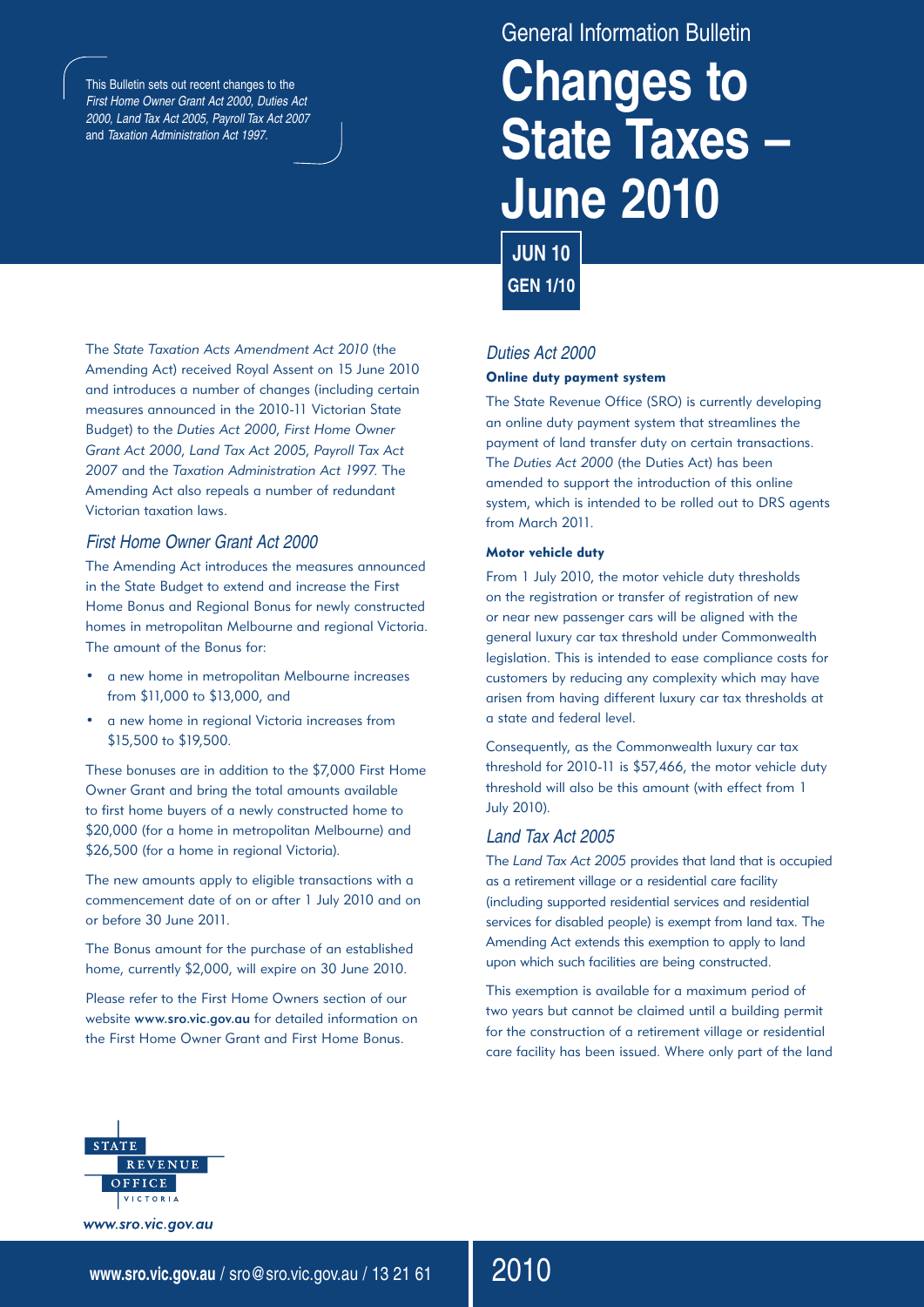General Information Bulletin

# Changes to State Taxes – June 2010

**JUN 10**
**GEN 1/10**

This Bulletin sets out recent changes to the *First Home Owner Grant Act 2000, Duties Act 2000, Land Tax Act 2005, Payroll Tax Act 2007* and *Taxation Administration Act 1997.*

The *State Taxation Acts Amendment Act 2010* (the Amending Act) received Royal Assent on 15 June 2010 and introduces a number of changes (including certain measures announced in the 2010-11 Victorian State Budget) to the *Duties Act 2000, First Home Owner Grant Act 2000, Land Tax Act 2005, Payroll Tax Act 2007* and the *Taxation Administration Act 1997.* The Amending Act also repeals a number of redundant Victorian taxation laws.

## *First Home Owner Grant Act 2000*

The Amending Act introduces the measures announced in the State Budget to extend and increase the First Home Bonus and Regional Bonus for newly constructed homes in metropolitan Melbourne and regional Victoria. The amount of the Bonus for:

- a new home in metropolitan Melbourne increases from $11,000 to $13,000, and
- a new home in regional Victoria increases from $15,500 to $19,500.

These bonuses are in addition to the $7,000 First Home Owner Grant and bring the total amounts available to first home buyers of a newly constructed home to $20,000 (for a home in metropolitan Melbourne) and $26,500 (for a home in regional Victoria).

The new amounts apply to eligible transactions with a commencement date of on or after 1 July 2010 and on or before 30 June 2011.

The Bonus amount for the purchase of an established home, currently $2,000, will expire on 30 June 2010.

Please refer to the First Home Owners section of our website **www.sro.vic.gov.au** for detailed information on the First Home Owner Grant and First Home Bonus.

## *Duties Act 2000*

### Online duty payment system

The State Revenue Office (SRO) is currently developing an online duty payment system that streamlines the payment of land transfer duty on certain transactions. The *Duties Act 2000* (the Duties Act) has been amended to support the introduction of this online system, which is intended to be rolled out to DRS agents from March 2011.

### Motor vehicle duty

From 1 July 2010, the motor vehicle duty thresholds on the registration or transfer of registration of new or near new passenger cars will be aligned with the general luxury car tax threshold under Commonwealth legislation. This is intended to ease compliance costs for customers by reducing any complexity which may have arisen from having different luxury car tax thresholds at a state and federal level.

Consequently, as the Commonwealth luxury car tax threshold for 2010-11 is $57,466, the motor vehicle duty threshold will also be this amount (with effect from 1 July 2010).

## *Land Tax Act 2005*

The *Land Tax Act 2005* provides that land that is occupied as a retirement village or a residential care facility (including supported residential services and residential services for disabled people) is exempt from land tax. The Amending Act extends this exemption to apply to land upon which such facilities are being constructed.

This exemption is available for a maximum period of two years but cannot be claimed until a building permit for the construction of a retirement village or residential care facility has been issued. Where only part of the land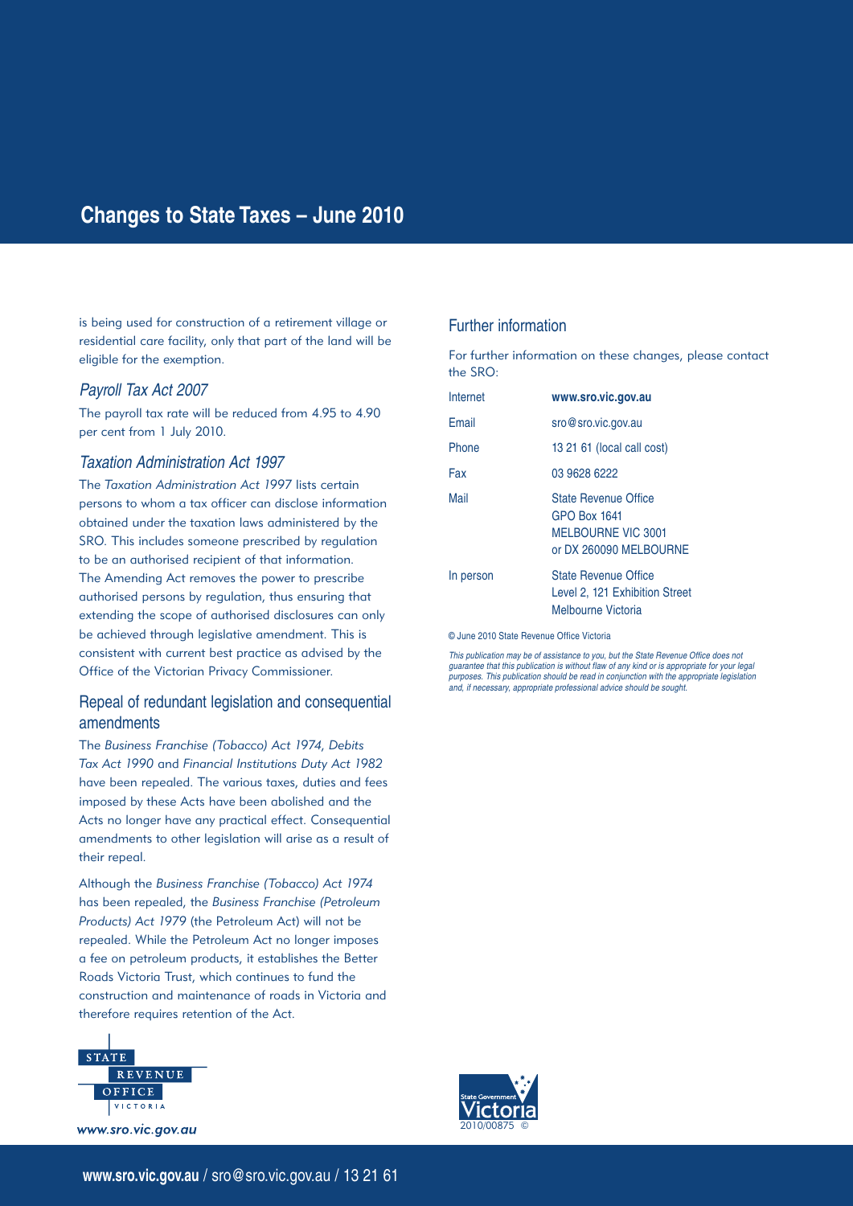is being used for construction of a retirement village or residential care facility, only that part of the land will be eligible for the exemption.

### *Payroll Tax Act 2007*

The payroll tax rate will be reduced from 4.95 to 4.90 per cent from 1 July 2010.

### *Taxation Administration Act 1997*

The *Taxation Administration Act 1997* lists certain persons to whom a tax officer can disclose information obtained under the taxation laws administered by the SRO. This includes someone prescribed by regulation to be an authorised recipient of that information. The Amending Act removes the power to prescribe authorised persons by regulation, thus ensuring that extending the scope of authorised disclosures can only be achieved through legislative amendment. This is consistent with current best practice as advised by the Office of the Victorian Privacy Commissioner.

## Repeal of redundant legislation and consequential amendments

The *Business Franchise (Tobacco) Act 1974*, *Debits Tax Act 1990* and *Financial Institutions Duty Act 1982* have been repealed. The various taxes, duties and fees imposed by these Acts have been abolished and the Acts no longer have any practical effect. Consequential amendments to other legislation will arise as a result of their repeal.

Although the *Business Franchise (Tobacco) Act 1974* has been repealed, the *Business Franchise (Petroleum Products) Act 1979* (the Petroleum Act) will not be repealed. While the Petroleum Act no longer imposes a fee on petroleum products, it establishes the Better Roads Victoria Trust, which continues to fund the construction and maintenance of roads in Victoria and therefore requires retention of the Act.

## Further information

For further information on these changes, please contact the SRO:

| | |
|---|---|
| Internet | **www.sro.vic.gov.au** |
| Email | sro@sro.vic.gov.au |
| Phone | 13 21 61 (local call cost) |
| Fax | 03 9628 6222 |
| Mail | State Revenue Office<br>GPO Box 1641<br>MELBOURNE VIC 3001<br>or DX 260090 MELBOURNE |
| In person | State Revenue Office<br>Level 2, 121 Exhibition Street<br>Melbourne Victoria |

© June 2010 State Revenue Office Victoria

*This publication may be of assistance to you, but the State Revenue Office does not guarantee that this publication is without flaw of any kind or is appropriate for your legal purposes. This publication should be read in conjunction with the appropriate legislation and, if necessary, appropriate professional advice should be sought.*

STATE REVENUE OFFICE VICTORIA

*www.sro.vic.gov.au*

State Government Victoria

2010/00875 ©